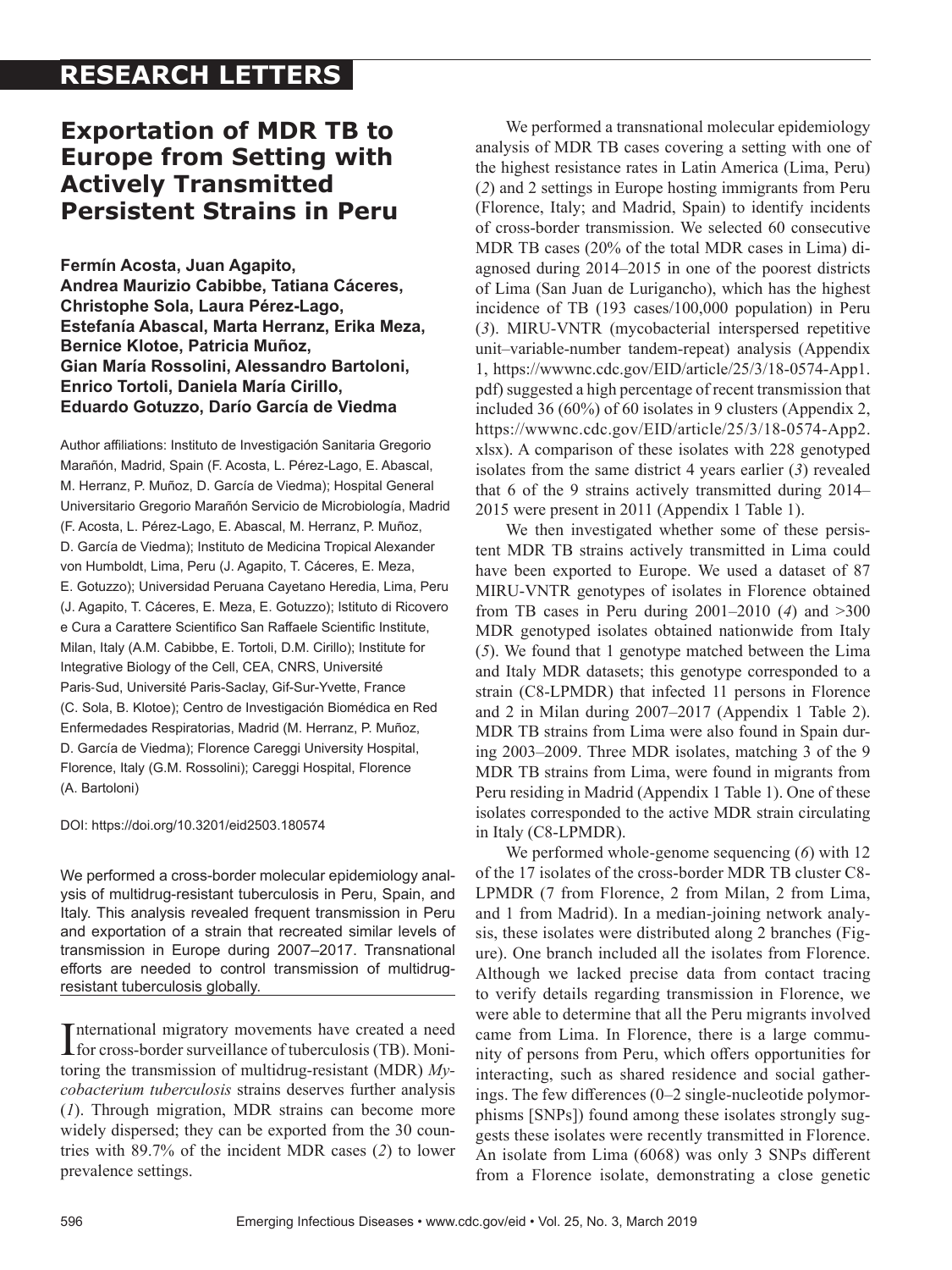# RESEARCH LETTERS

## Exportation of MDR TB to Europe from Setting with Actively Transmitted Persistent Strains in Peru

**Fermín Acosta, Juan Agapito, Andrea Maurizio Cabibbe, Tatiana Cáceres, Christophe Sola, Laura Pérez-Lago, Estefanía Abascal, Marta Herranz, Erika Meza, Bernice Klotoe, Patricia Muñoz, Gian María Rossolini, Alessandro Bartoloni, Enrico Tortoli, Daniela María Cirillo, Eduardo Gotuzzo, Darío García de Viedma**

Author affiliations: Instituto de Investigación Sanitaria Gregorio Marañón, Madrid, Spain (F. Acosta, L. Pérez-Lago, E. Abascal, M. Herranz, P. Muñoz, D. García de Viedma); Hospital General Universitario Gregorio Marañón Servicio de Microbiología, Madrid (F. Acosta, L. Pérez-Lago, E. Abascal, M. Herranz, P. Muñoz, D. García de Viedma); Instituto de Medicina Tropical Alexander von Humboldt, Lima, Peru (J. Agapito, T. Cáceres, E. Meza, E. Gotuzzo); Universidad Peruana Cayetano Heredia, Lima, Peru (J. Agapito, T. Cáceres, E. Meza, E. Gotuzzo); Istituto di Ricovero e Cura a Carattere Scientifico San Raffaele Scientific Institute, Milan, Italy (A.M. Cabibbe, E. Tortoli, D.M. Cirillo); Institute for Integrative Biology of the Cell, CEA, CNRS, Université Paris-Sud, Université Paris-Saclay, Gif-Sur-Yvette, France (C. Sola, B. Klotoe); Centro de Investigación Biomédica en Red Enfermedades Respiratorias, Madrid (M. Herranz, P. Muñoz, D. García de Viedma); Florence Careggi University Hospital, Florence, Italy (G.M. Rossolini); Careggi Hospital, Florence (A. Bartoloni)

DOI: https://doi.org/10.3201/eid2503.180574

We performed a cross-border molecular epidemiology analysis of multidrug-resistant tuberculosis in Peru, Spain, and Italy. This analysis revealed frequent transmission in Peru and exportation of a strain that recreated similar levels of transmission in Europe during 2007–2017. Transnational efforts are needed to control transmission of multidrug-resistant tuberculosis globally.

International migratory movements have created a need for cross-border surveillance of tuberculosis (TB). Monitoring the transmission of multidrug-resistant (MDR) *Mycobacterium tuberculosis* strains deserves further analysis (*1*). Through migration, MDR strains can become more widely dispersed; they can be exported from the 30 countries with 89.7% of the incident MDR cases (*2*) to lower prevalence settings.

We performed a transnational molecular epidemiology analysis of MDR TB cases covering a setting with one of the highest resistance rates in Latin America (Lima, Peru) (*2*) and 2 settings in Europe hosting immigrants from Peru (Florence, Italy; and Madrid, Spain) to identify incidents of cross-border transmission. We selected 60 consecutive MDR TB cases (20% of the total MDR cases in Lima) diagnosed during 2014–2015 in one of the poorest districts of Lima (San Juan de Lurigancho), which has the highest incidence of TB (193 cases/100,000 population) in Peru (*3*). MIRU-VNTR (mycobacterial interspersed repetitive unit–variable-number tandem-repeat) analysis (Appendix 1, https://wwwnc.cdc.gov/EID/article/25/3/18-0574-App1.pdf) suggested a high percentage of recent transmission that included 36 (60%) of 60 isolates in 9 clusters (Appendix 2, https://wwwnc.cdc.gov/EID/article/25/3/18-0574-App2.xlsx). A comparison of these isolates with 228 genotyped isolates from the same district 4 years earlier (*3*) revealed that 6 of the 9 strains actively transmitted during 2014–2015 were present in 2011 (Appendix 1 Table 1).

We then investigated whether some of these persistent MDR TB strains actively transmitted in Lima could have been exported to Europe. We used a dataset of 87 MIRU-VNTR genotypes of isolates in Florence obtained from TB cases in Peru during 2001–2010 (*4*) and >300 MDR genotyped isolates obtained nationwide from Italy (*5*). We found that 1 genotype matched between the Lima and Italy MDR datasets; this genotype corresponded to a strain (C8-LPMDR) that infected 11 persons in Florence and 2 in Milan during 2007–2017 (Appendix 1 Table 2). MDR TB strains from Lima were also found in Spain during 2003–2009. Three MDR isolates, matching 3 of the 9 MDR TB strains from Lima, were found in migrants from Peru residing in Madrid (Appendix 1 Table 1). One of these isolates corresponded to the active MDR strain circulating in Italy (C8-LPMDR).

We performed whole-genome sequencing (*6*) with 12 of the 17 isolates of the cross-border MDR TB cluster C8-LPMDR (7 from Florence, 2 from Milan, 2 from Lima, and 1 from Madrid). In a median-joining network analysis, these isolates were distributed along 2 branches (Figure). One branch included all the isolates from Florence. Although we lacked precise data from contact tracing to verify details regarding transmission in Florence, we were able to determine that all the Peru migrants involved came from Lima. In Florence, there is a large community of persons from Peru, which offers opportunities for interacting, such as shared residence and social gatherings. The few differences (0–2 single-nucleotide polymorphisms [SNPs]) found among these isolates strongly suggests these isolates were recently transmitted in Florence. An isolate from Lima (6068) was only 3 SNPs different from a Florence isolate, demonstrating a close genetic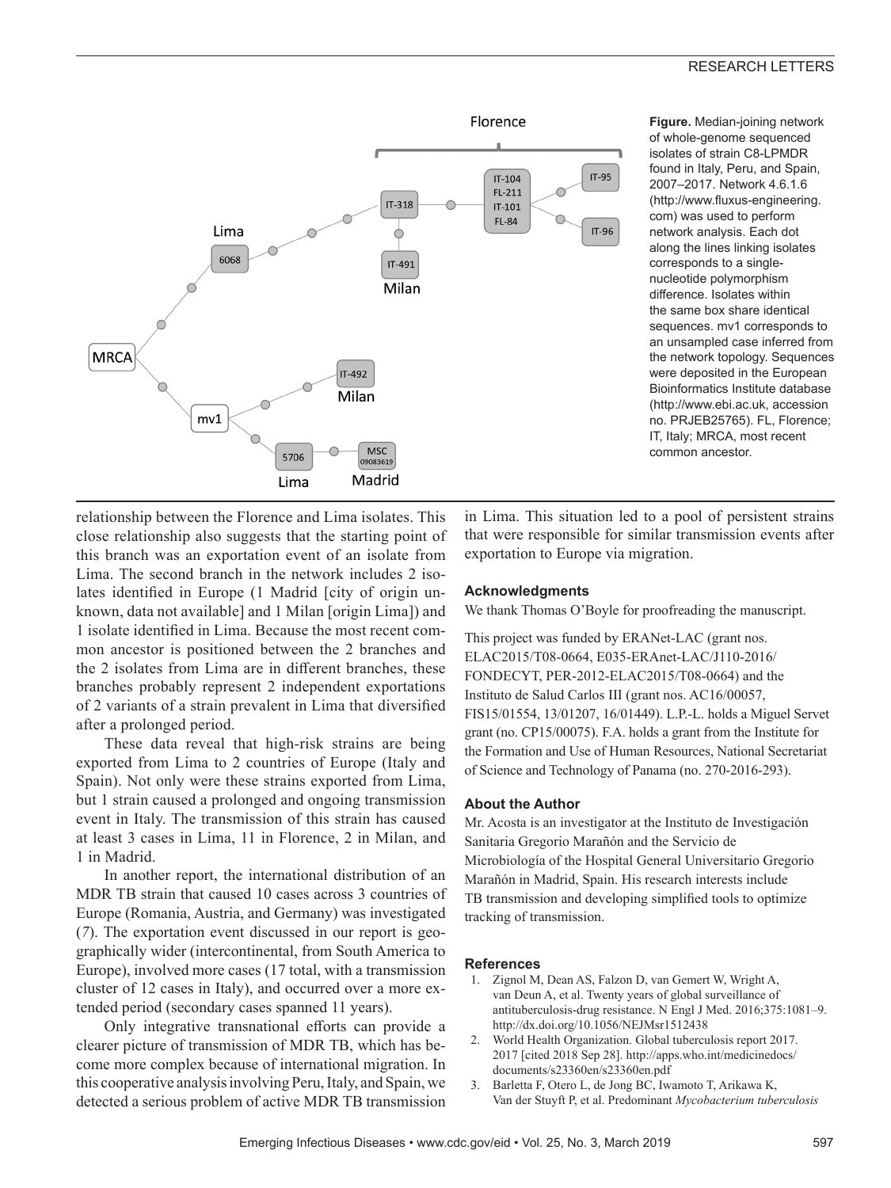**Figure.** Median-joining network of whole-genome sequenced isolates of strain C8-LPMDR found in Italy, Peru, and Spain, 2007–2017. Network 4.6.1.6 (http://www.fluxus-engineering.com) was used to perform network analysis. Each dot along the lines linking isolates corresponds to a single-nucleotide polymorphism difference. Isolates within the same box share identical sequences. mv1 corresponds to an unsampled case inferred from the network topology. Sequences were deposited in the European Bioinformatics Institute database (http://www.ebi.ac.uk, accession no. PRJEB25765). FL, Florence; IT, Italy; MRCA, most recent common ancestor.

relationship between the Florence and Lima isolates. This close relationship also suggests that the starting point of this branch was an exportation event of an isolate from Lima. The second branch in the network includes 2 isolates identified in Europe (1 Madrid [city of origin unknown, data not available] and 1 Milan [origin Lima]) and 1 isolate identified in Lima. Because the most recent common ancestor is positioned between the 2 branches and the 2 isolates from Lima are in different branches, these branches probably represent 2 independent exportations of 2 variants of a strain prevalent in Lima that diversified after a prolonged period.

These data reveal that high-risk strains are being exported from Lima to 2 countries of Europe (Italy and Spain). Not only were these strains exported from Lima, but 1 strain caused a prolonged and ongoing transmission event in Italy. The transmission of this strain has caused at least 3 cases in Lima, 11 in Florence, 2 in Milan, and 1 in Madrid.

In another report, the international distribution of an MDR TB strain that caused 10 cases across 3 countries of Europe (Romania, Austria, and Germany) was investigated (*7*). The exportation event discussed in our report is geographically wider (intercontinental, from South America to Europe), involved more cases (17 total, with a transmission cluster of 12 cases in Italy), and occurred over a more extended period (secondary cases spanned 11 years).

Only integrative transnational efforts can provide a clearer picture of transmission of MDR TB, which has become more complex because of international migration. In this cooperative analysis involving Peru, Italy, and Spain, we detected a serious problem of active MDR TB transmission in Lima. This situation led to a pool of persistent strains that were responsible for similar transmission events after exportation to Europe via migration.

### Acknowledgments

We thank Thomas O'Boyle for proofreading the manuscript.

This project was funded by ERANet-LAC (grant nos. ELAC2015/T08-0664, E035-ERAnet-LAC/J110-2016/FONDECYT, PER-2012-ELAC2015/T08-0664) and the Instituto de Salud Carlos III (grant nos. AC16/00057, FIS15/01554, 13/01207, 16/01449). L.P.-L. holds a Miguel Servet grant (no. CP15/00075). F.A. holds a grant from the Institute for the Formation and Use of Human Resources, National Secretariat of Science and Technology of Panama (no. 270-2016-293).

### About the Author

Mr. Acosta is an investigator at the Instituto de Investigación Sanitaria Gregorio Marañón and the Servicio de Microbiología of the Hospital General Universitario Gregorio Marañón in Madrid, Spain. His research interests include TB transmission and developing simplified tools to optimize tracking of transmission.

### References

1. Zignol M, Dean AS, Falzon D, van Gemert W, Wright A, van Deun A, et al. Twenty years of global surveillance of antituberculosis-drug resistance. N Engl J Med. 2016;375:1081–9. http://dx.doi.org/10.1056/NEJMsr1512438
2. World Health Organization. Global tuberculosis report 2017. 2017 [cited 2018 Sep 28]. http://apps.who.int/medicinedocs/documents/s23360en/s23360en.pdf
3. Barletta F, Otero L, de Jong BC, Iwamoto T, Arikawa K, Van der Stuyft P, et al. Predominant *Mycobacterium tuberculosis*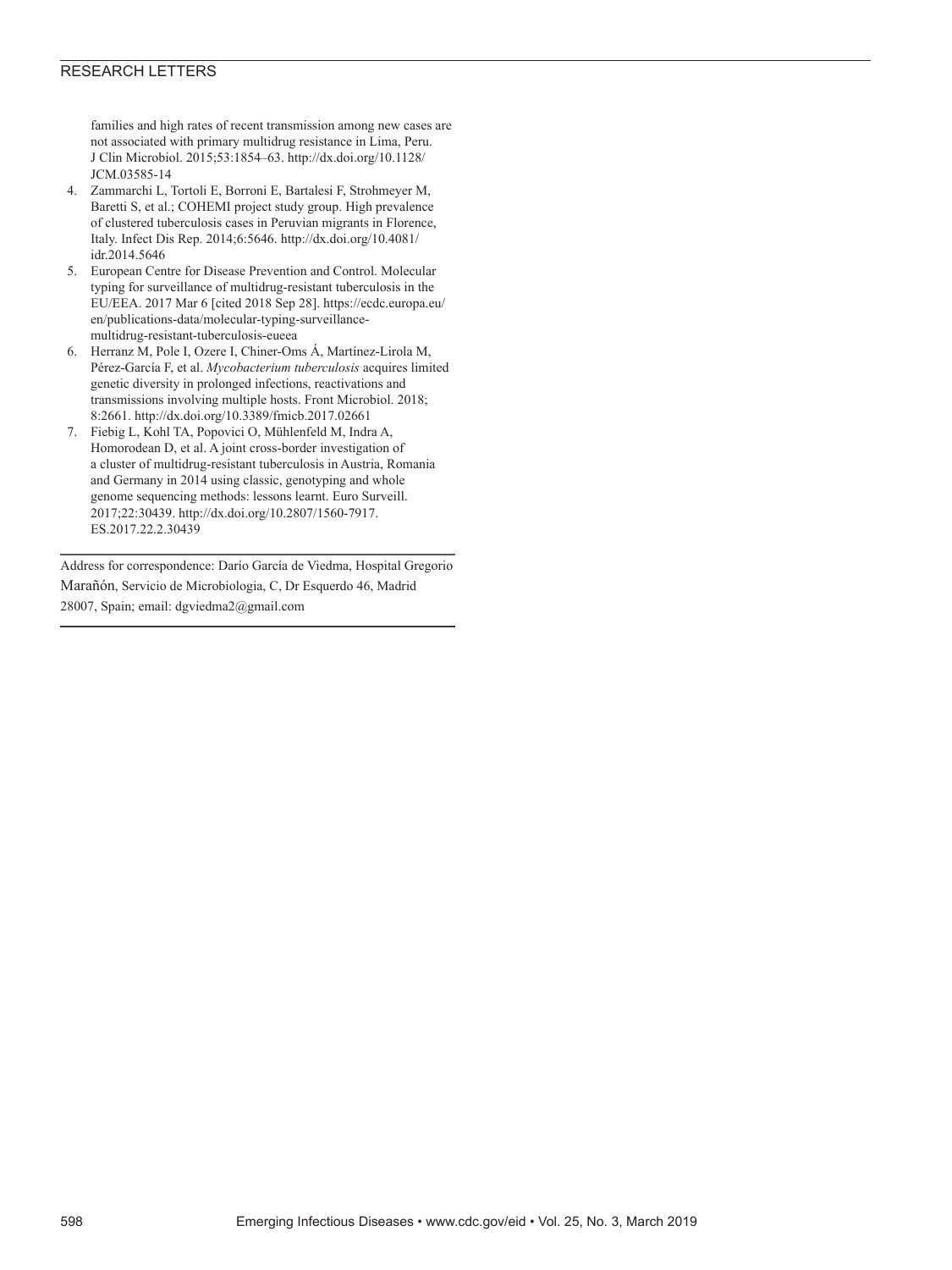families and high rates of recent transmission among new cases are not associated with primary multidrug resistance in Lima, Peru. J Clin Microbiol. 2015;53:1854–63. http://dx.doi.org/10.1128/JCM.03585-14

4. Zammarchi L, Tortoli E, Borroni E, Bartalesi F, Strohmeyer M, Baretti S, et al.; COHEMI project study group. High prevalence of clustered tuberculosis cases in Peruvian migrants in Florence, Italy. Infect Dis Rep. 2014;6:5646. http://dx.doi.org/10.4081/idr.2014.5646
5. European Centre for Disease Prevention and Control. Molecular typing for surveillance of multidrug-resistant tuberculosis in the EU/EEA. 2017 Mar 6 [cited 2018 Sep 28]. https://ecdc.europa.eu/en/publications-data/molecular-typing-surveillance-multidrug-resistant-tuberculosis-eueea
6. Herranz M, Pole I, Ozere I, Chiner-Oms Á, Martínez-Lirola M, Pérez-García F, et al. *Mycobacterium tuberculosis* acquires limited genetic diversity in prolonged infections, reactivations and transmissions involving multiple hosts. Front Microbiol. 2018; 8:2661. http://dx.doi.org/10.3389/fmicb.2017.02661
7. Fiebig L, Kohl TA, Popovici O, Mühlenfeld M, Indra A, Homorodean D, et al. A joint cross-border investigation of a cluster of multidrug-resistant tuberculosis in Austria, Romania and Germany in 2014 using classic, genotyping and whole genome sequencing methods: lessons learnt. Euro Surveill. 2017;22:30439. http://dx.doi.org/10.2807/1560-7917.ES.2017.22.2.30439

---

Address for correspondence: Darío García de Viedma, Hospital Gregorio Marañón, Servicio de Microbiologia, C, Dr Esquerdo 46, Madrid 28007, Spain; email: dgviedma2@gmail.com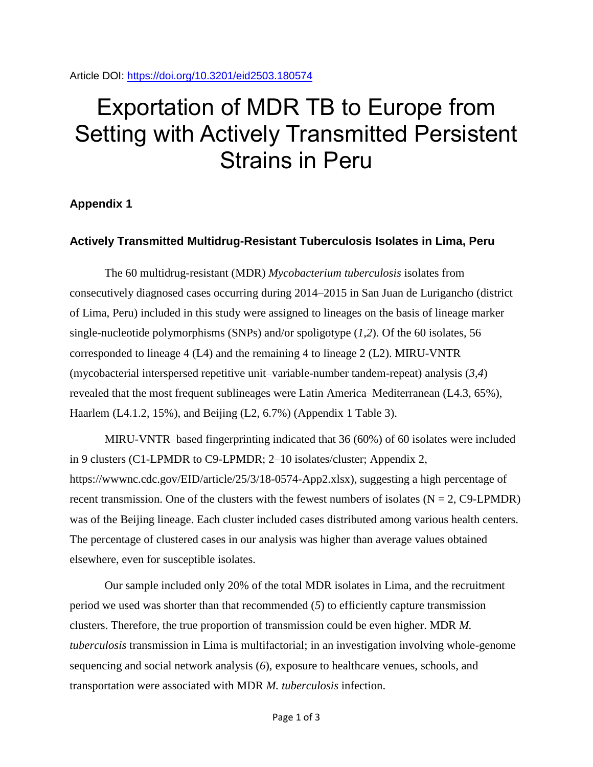Article DOI: https://doi.org/10.3201/eid2503.180574

# Exportation of MDR TB to Europe from Setting with Actively Transmitted Persistent Strains in Peru

## Appendix 1

### Actively Transmitted Multidrug-Resistant Tuberculosis Isolates in Lima, Peru

The 60 multidrug-resistant (MDR) *Mycobacterium tuberculosis* isolates from consecutively diagnosed cases occurring during 2014–2015 in San Juan de Lurigancho (district of Lima, Peru) included in this study were assigned to lineages on the basis of lineage marker single-nucleotide polymorphisms (SNPs) and/or spoligotype (*1*,*2*). Of the 60 isolates, 56 corresponded to lineage 4 (L4) and the remaining 4 to lineage 2 (L2). MIRU-VNTR (mycobacterial interspersed repetitive unit–variable-number tandem-repeat) analysis (*3*,*4*) revealed that the most frequent sublineages were Latin America–Mediterranean (L4.3, 65%), Haarlem (L4.1.2, 15%), and Beijing (L2, 6.7%) (Appendix 1 Table 3).

MIRU-VNTR–based fingerprinting indicated that 36 (60%) of 60 isolates were included in 9 clusters (C1-LPMDR to C9-LPMDR; 2–10 isolates/cluster; Appendix 2, https://wwwnc.cdc.gov/EID/article/25/3/18-0574-App2.xlsx), suggesting a high percentage of recent transmission. One of the clusters with the fewest numbers of isolates (N = 2, C9-LPMDR) was of the Beijing lineage. Each cluster included cases distributed among various health centers. The percentage of clustered cases in our analysis was higher than average values obtained elsewhere, even for susceptible isolates.

Our sample included only 20% of the total MDR isolates in Lima, and the recruitment period we used was shorter than that recommended (*5*) to efficiently capture transmission clusters. Therefore, the true proportion of transmission could be even higher. MDR *M. tuberculosis* transmission in Lima is multifactorial; in an investigation involving whole-genome sequencing and social network analysis (*6*), exposure to healthcare venues, schools, and transportation were associated with MDR *M. tuberculosis* infection.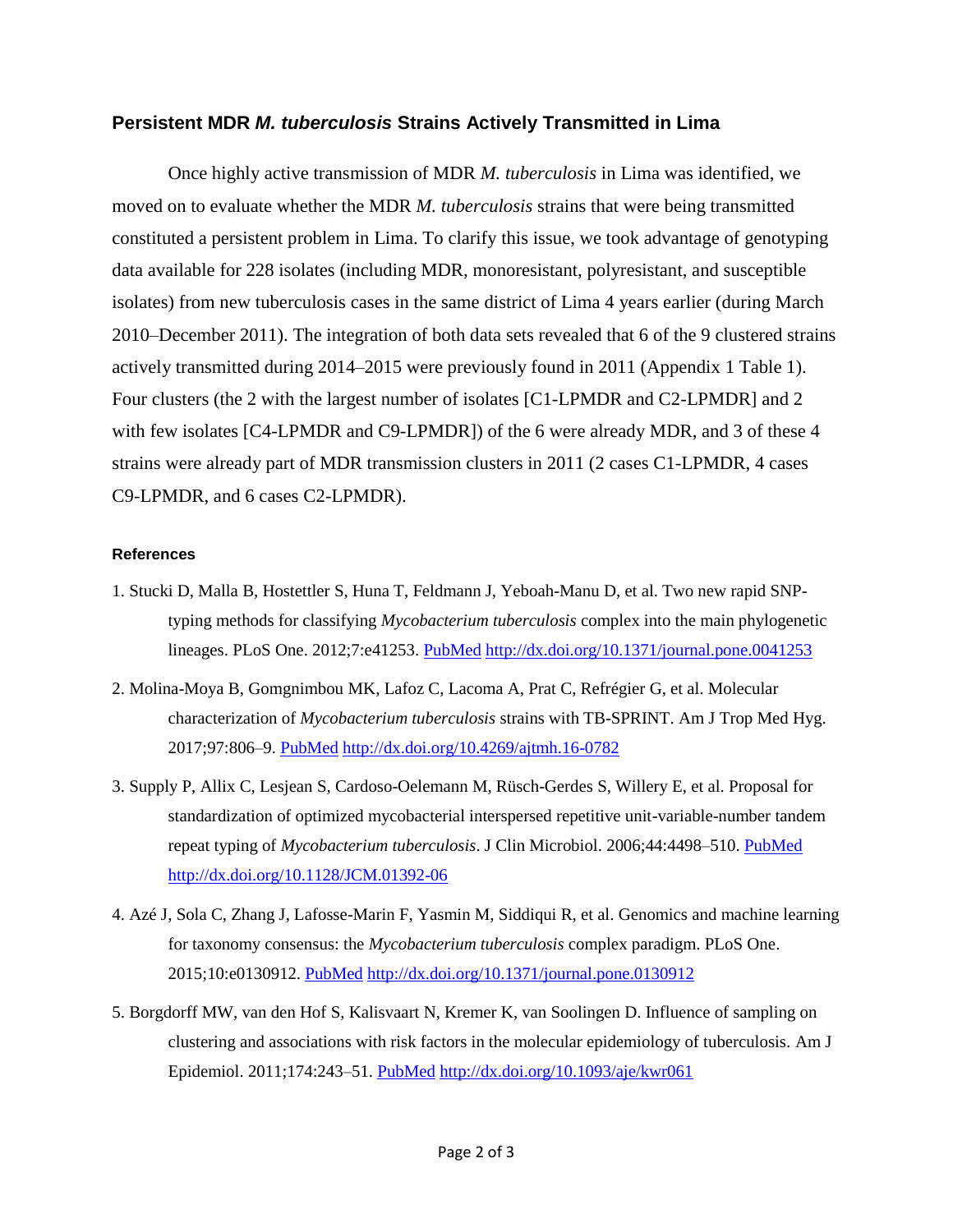### Persistent MDR *M. tuberculosis* Strains Actively Transmitted in Lima

Once highly active transmission of MDR *M. tuberculosis* in Lima was identified, we moved on to evaluate whether the MDR *M. tuberculosis* strains that were being transmitted constituted a persistent problem in Lima. To clarify this issue, we took advantage of genotyping data available for 228 isolates (including MDR, monoresistant, polyresistant, and susceptible isolates) from new tuberculosis cases in the same district of Lima 4 years earlier (during March 2010–December 2011). The integration of both data sets revealed that 6 of the 9 clustered strains actively transmitted during 2014–2015 were previously found in 2011 (Appendix 1 Table 1). Four clusters (the 2 with the largest number of isolates [C1-LPMDR and C2-LPMDR] and 2 with few isolates [C4-LPMDR and C9-LPMDR]) of the 6 were already MDR, and 3 of these 4 strains were already part of MDR transmission clusters in 2011 (2 cases C1-LPMDR, 4 cases C9-LPMDR, and 6 cases C2-LPMDR).

#### References

1. Stucki D, Malla B, Hostettler S, Huna T, Feldmann J, Yeboah-Manu D, et al. Two new rapid SNP-typing methods for classifying *Mycobacterium tuberculosis* complex into the main phylogenetic lineages. PLoS One. 2012;7:e41253. PubMed http://dx.doi.org/10.1371/journal.pone.0041253

2. Molina-Moya B, Gomgnimbou MK, Lafoz C, Lacoma A, Prat C, Refrégier G, et al. Molecular characterization of *Mycobacterium tuberculosis* strains with TB-SPRINT. Am J Trop Med Hyg. 2017;97:806–9. PubMed http://dx.doi.org/10.4269/ajtmh.16-0782

3. Supply P, Allix C, Lesjean S, Cardoso-Oelemann M, Rüsch-Gerdes S, Willery E, et al. Proposal for standardization of optimized mycobacterial interspersed repetitive unit-variable-number tandem repeat typing of *Mycobacterium tuberculosis*. J Clin Microbiol. 2006;44:4498–510. PubMed http://dx.doi.org/10.1128/JCM.01392-06

4. Azé J, Sola C, Zhang J, Lafosse-Marin F, Yasmin M, Siddiqui R, et al. Genomics and machine learning for taxonomy consensus: the *Mycobacterium tuberculosis* complex paradigm. PLoS One. 2015;10:e0130912. PubMed http://dx.doi.org/10.1371/journal.pone.0130912

5. Borgdorff MW, van den Hof S, Kalisvaart N, Kremer K, van Soolingen D. Influence of sampling on clustering and associations with risk factors in the molecular epidemiology of tuberculosis. Am J Epidemiol. 2011;174:243–51. PubMed http://dx.doi.org/10.1093/aje/kwr061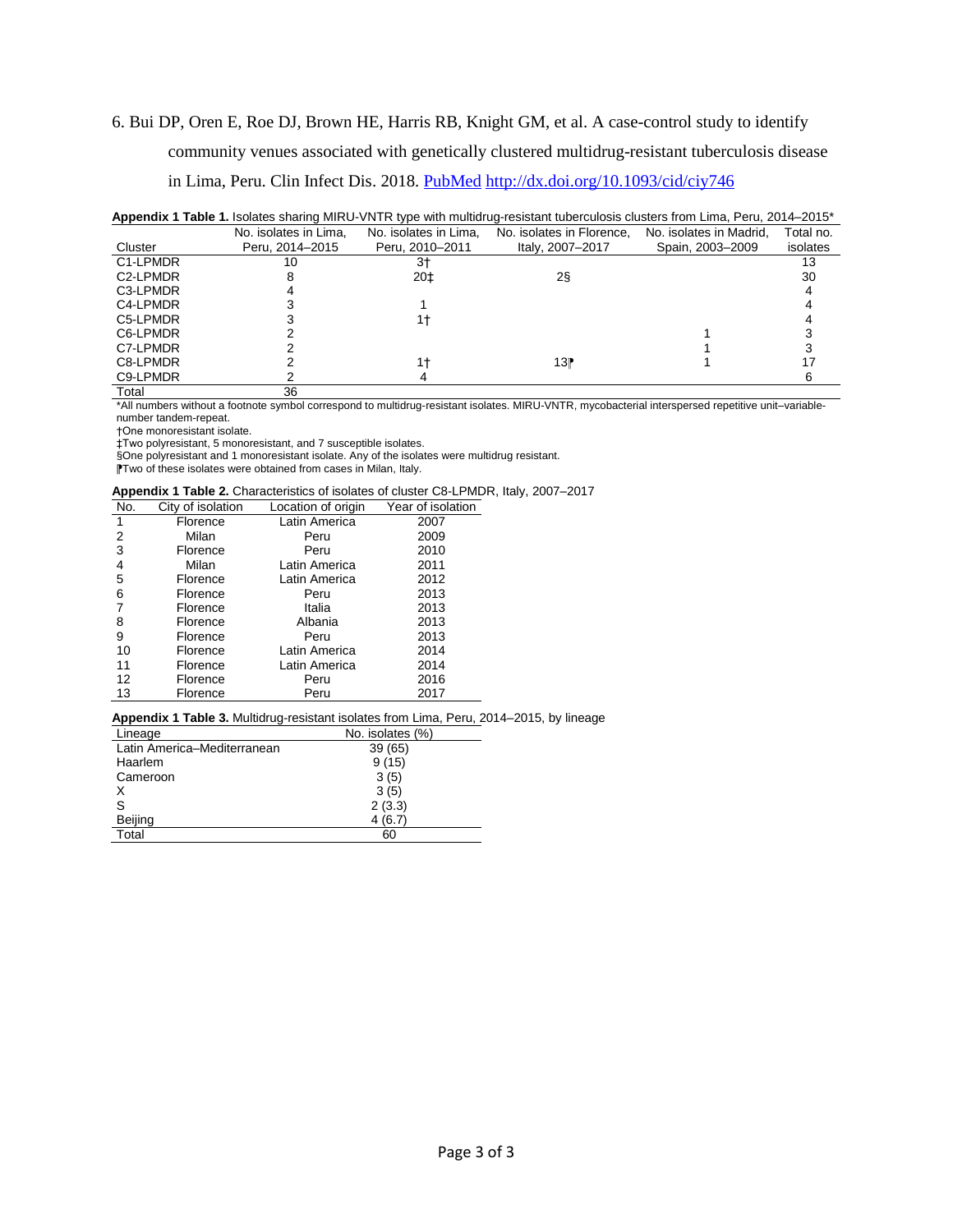6. Bui DP, Oren E, Roe DJ, Brown HE, Harris RB, Knight GM, et al. A case-control study to identify community venues associated with genetically clustered multidrug-resistant tuberculosis disease in Lima, Peru. Clin Infect Dis. 2018. [PubMed](#) [http://dx.doi.org/10.1093/cid/ciy746](http://dx.doi.org/10.1093/cid/ciy746)

**Appendix 1 Table 1.** Isolates sharing MIRU-VNTR type with multidrug-resistant tuberculosis clusters from Lima, Peru, 2014–2015*

| Cluster | No. isolates in Lima, Peru, 2014–2015 | No. isolates in Lima, Peru, 2010–2011 | No. isolates in Florence, Italy, 2007–2017 | No. isolates in Madrid, Spain, 2003–2009 | Total no. isolates |
|---|---|---|---|---|---|
| C1-LPMDR | 10 | 3† | | | 13 |
| C2-LPMDR | 8 | 20‡ | 2§ | | 30 |
| C3-LPMDR | 4 | | | | 4 |
| C4-LPMDR | 3 | 1 | | | 4 |
| C5-LPMDR | 3 | 1† | | | 4 |
| C6-LPMDR | 2 | | | 1 | 3 |
| C7-LPMDR | 2 | | | 1 | 3 |
| C8-LPMDR | 2 | 1† | 13¶ | 1 | 17 |
| C9-LPMDR | 2 | 4 | | | 6 |
| Total | 36 | | | | |

*All numbers without a footnote symbol correspond to multidrug-resistant isolates. MIRU-VNTR, mycobacterial interspersed repetitive unit–variable-number tandem-repeat.

†One monoresistant isolate.

‡Two polyresistant, 5 monoresistant, and 7 susceptible isolates.

§One polyresistant and 1 monoresistant isolate. Any of the isolates were multidrug resistant.

¶Two of these isolates were obtained from cases in Milan, Italy.

**Appendix 1 Table 2.** Characteristics of isolates of cluster C8-LPMDR, Italy, 2007–2017

| No. | City of isolation | Location of origin | Year of isolation |
|---|---|---|---|
| 1 | Florence | Latin America | 2007 |
| 2 | Milan | Peru | 2009 |
| 3 | Florence | Peru | 2010 |
| 4 | Milan | Latin America | 2011 |
| 5 | Florence | Latin America | 2012 |
| 6 | Florence | Peru | 2013 |
| 7 | Florence | Italia | 2013 |
| 8 | Florence | Albania | 2013 |
| 9 | Florence | Peru | 2013 |
| 10 | Florence | Latin America | 2014 |
| 11 | Florence | Latin America | 2014 |
| 12 | Florence | Peru | 2016 |
| 13 | Florence | Peru | 2017 |

**Appendix 1 Table 3.** Multidrug-resistant isolates from Lima, Peru, 2014–2015, by lineage

| Lineage | No. isolates (%) |
|---|---|
| Latin America–Mediterranean | 39 (65) |
| Haarlem | 9 (15) |
| Cameroon | 3 (5) |
| X | 3 (5) |
| S | 2 (3.3) |
| Beijing | 4 (6.7) |
| Total | 60 |